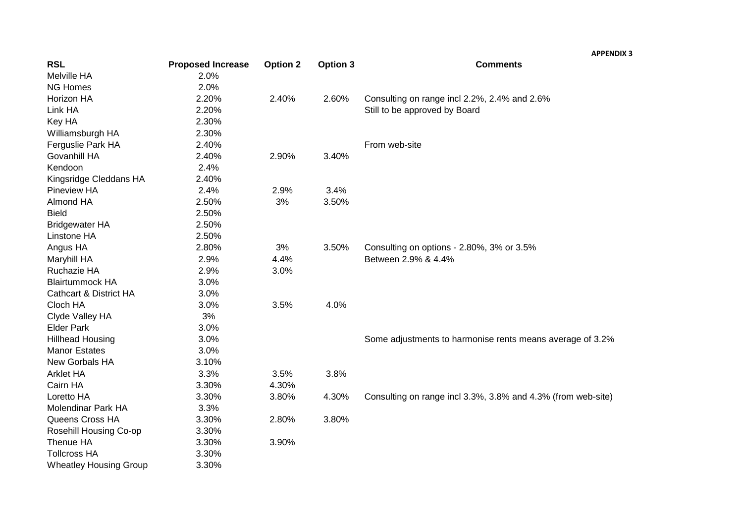**APPENDIX 3**

| RSL | Proposed Increase | Option 2 | Option 3 | Comments |
|---|---|---|---|---|
| Melville HA | 2.0% | | | |
| NG Homes | 2.0% | | | |
| Horizon HA | 2.20% | 2.40% | 2.60% | Consulting on range incl 2.2%, 2.4% and 2.6% |
| Link HA | 2.20% | | | Still to be approved by Board |
| Key HA | 2.30% | | | |
| Williamsburgh HA | 2.30% | | | |
| Ferguslie Park HA | 2.40% | | | From web-site |
| Govanhill HA | 2.40% | 2.90% | 3.40% | |
| Kendoon | 2.4% | | | |
| Kingsridge Cleddans HA | 2.40% | | | |
| Pineview HA | 2.4% | 2.9% | 3.4% | |
| Almond HA | 2.50% | 3% | 3.50% | |
| Bield | 2.50% | | | |
| Bridgewater HA | 2.50% | | | |
| Linstone HA | 2.50% | | | |
| Angus HA | 2.80% | 3% | 3.50% | Consulting on options - 2.80%, 3% or 3.5% |
| Maryhill HA | 2.9% | 4.4% | | Between 2.9% & 4.4% |
| Ruchazie HA | 2.9% | 3.0% | | |
| Blairtummock HA | 3.0% | | | |
| Cathcart & District HA | 3.0% | | | |
| Cloch HA | 3.0% | 3.5% | 4.0% | |
| Clyde Valley HA | 3% | | | |
| Elder Park | 3.0% | | | |
| Hillhead Housing | 3.0% | | | Some adjustments to harmonise rents means average of 3.2% |
| Manor Estates | 3.0% | | | |
| New Gorbals HA | 3.10% | | | |
| Arklet HA | 3.3% | 3.5% | 3.8% | |
| Cairn HA | 3.30% | 4.30% | | |
| Loretto HA | 3.30% | 3.80% | 4.30% | Consulting on range incl 3.3%, 3.8% and 4.3% (from web-site) |
| Molendinar Park HA | 3.3% | | | |
| Queens Cross HA | 3.30% | 2.80% | 3.80% | |
| Rosehill Housing Co-op | 3.30% | | | |
| Thenue HA | 3.30% | 3.90% | | |
| Tollcross HA | 3.30% | | | |
| Wheatley Housing Group | 3.30% | | | |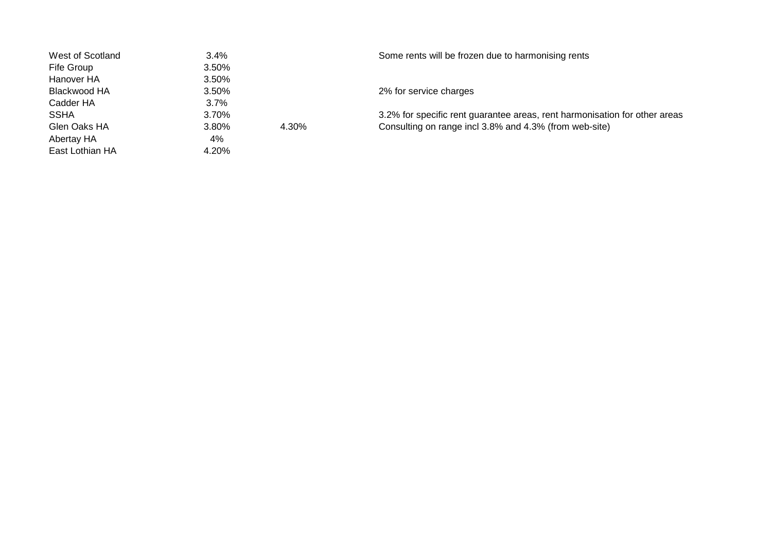| | | | |
|---|---|---|---|
| West of Scotland | 3.4% | | Some rents will be frozen due to harmonising rents |
| Fife Group | 3.50% | | |
| Hanover HA | 3.50% | | |
| Blackwood HA | 3.50% | | 2% for service charges |
| Cadder HA | 3.7% | | |
| SSHA | 3.70% | | 3.2% for specific rent guarantee areas, rent harmonisation for other areas |
| Glen Oaks HA | 3.80% | 4.30% | Consulting on range incl 3.8% and 4.3% (from web-site) |
| Abertay HA | 4% | | |
| East Lothian HA | 4.20% | | |